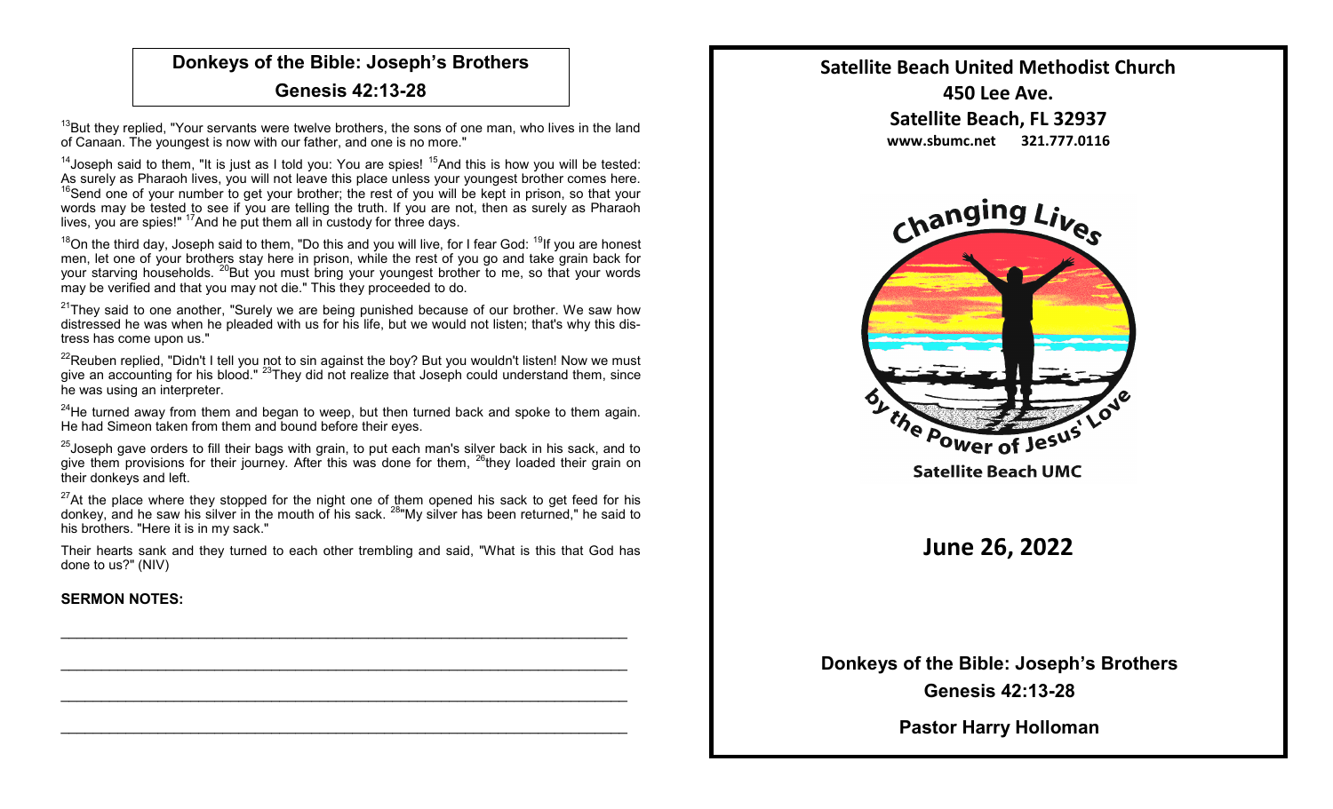## Donkeys of the Bible: Joseph's Brothers

## Genesis 42:13-28

[13]But they replied, "Your servants were twelve brothers, the sons of one man, who lives in the land of Canaan. The youngest is now with our father, and one is no more."

[14]Joseph said to them, "It is just as I told you: You are spies! [15]And this is how you will be tested: As surely as Pharaoh lives, you will not leave this place unless your youngest brother comes here. [16]Send one of your number to get your brother; the rest of you will be kept in prison, so that your words may be tested to see if you are telling the truth. If you are not, then as surely as Pharaoh lives, you are spies!" [17]And he put them all in custody for three days.

[18]On the third day, Joseph said to them, "Do this and you will live, for I fear God: [19]If you are honest men, let one of your brothers stay here in prison, while the rest of you go and take grain back for your starving households. [20]But you must bring your youngest brother to me, so that your words may be verified and that you may not die." This they proceeded to do.

[21]They said to one another, "Surely we are being punished because of our brother. We saw how distressed he was when he pleaded with us for his life, but we would not listen; that's why this distress has come upon us."

[22]Reuben replied, "Didn't I tell you not to sin against the boy? But you wouldn't listen! Now we must give an accounting for his blood." [23]They did not realize that Joseph could understand them, since he was using an interpreter.

[24]He turned away from them and began to weep, but then turned back and spoke to them again. He had Simeon taken from them and bound before their eyes.

[25]Joseph gave orders to fill their bags with grain, to put each man's silver back in his sack, and to give them provisions for their journey. After this was done for them, [26]they loaded their grain on their donkeys and left.

[27]At the place where they stopped for the night one of them opened his sack to get feed for his donkey, and he saw his silver in the mouth of his sack. [28]"My silver has been returned," he said to his brothers. "Here it is in my sack."

Their hearts sank and they turned to each other trembling and said, "What is this that God has done to us?" (NIV)

**SERMON NOTES:**

______________________________________________________________________

______________________________________________________________________

______________________________________________________________________

______________________________________________________________________

# Satellite Beach United Methodist Church

**450 Lee Ave.**

**Satellite Beach, FL 32937**

**www.sbumc.net 321.777.0116**

Changing Lives by the Power of Jesus' Love

Satellite Beach UMC

## June 26, 2022

**Donkeys of the Bible: Joseph's Brothers**

**Genesis 42:13-28**

**Pastor Harry Holloman**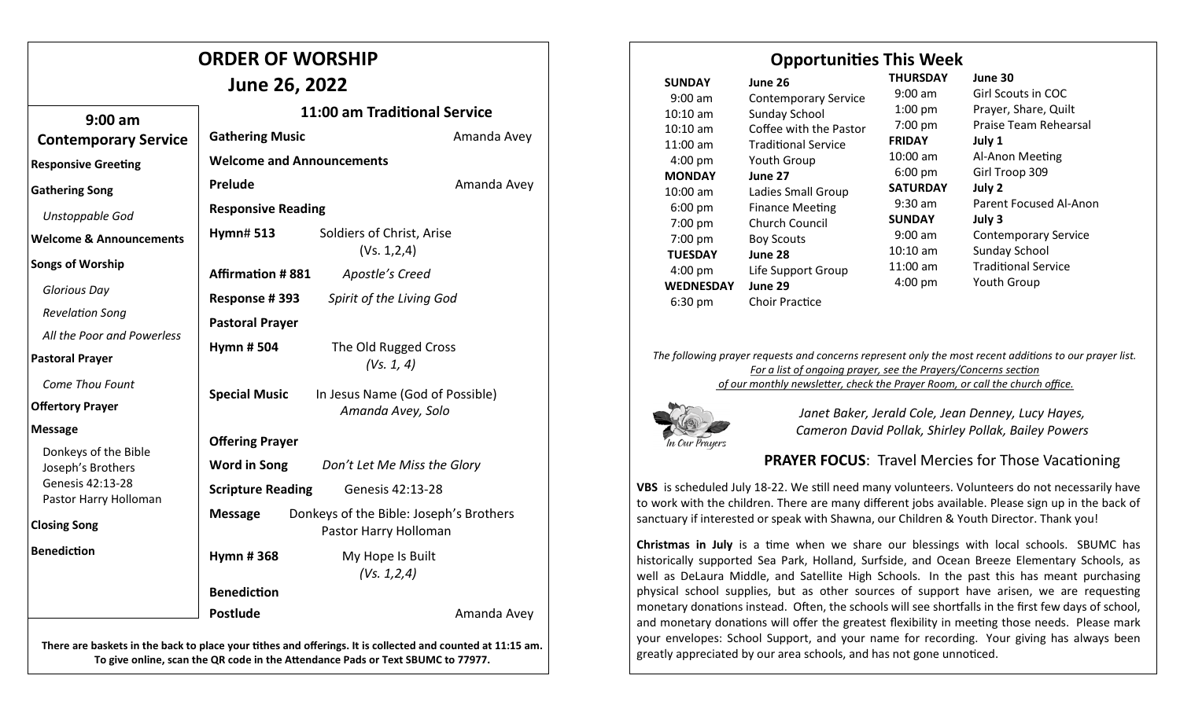# ORDER OF WORSHIP

## June 26, 2022

### 9:00 am Contemporary Service

**Responsive Greeting**

**Gathering Song**

*Unstoppable God*

**Welcome & Announcements**

**Songs of Worship**

*Glorious Day*

*Revelation Song*

*All the Poor and Powerless*

**Pastoral Prayer**

*Come Thou Fount*

**Offertory Prayer**

**Message**

Donkeys of the Bible
Joseph's Brothers
Genesis 42:13-28
Pastor Harry Holloman

**Closing Song**

**Benediction**

### 11:00 am Traditional Service

**Gathering Music** — Amanda Avey

**Welcome and Announcements**

**Prelude** — Amanda Avey

**Responsive Reading**

**Hymn# 513** — Soldiers of Christ, Arise (Vs. 1,2,4)

**Affirmation # 881** — *Apostle's Creed*

**Response # 393** — *Spirit of the Living God*

**Pastoral Prayer**

**Hymn # 504** — The Old Rugged Cross *(Vs. 1, 4)*

**Special Music** — In Jesus Name (God of Possible) *Amanda Avey, Solo*

**Offering Prayer**

**Word in Song** — *Don't Let Me Miss the Glory*

**Scripture Reading** — Genesis 42:13-28

**Message** — Donkeys of the Bible: Joseph's Brothers, Pastor Harry Holloman

**Hymn # 368** — My Hope Is Built *(Vs. 1,2,4)*

**Benediction**

**Postlude** — Amanda Avey

**There are baskets in the back to place your tithes and offerings. It is collected and counted at 11:15 am. To give online, scan the QR code in the Attendance Pads or Text SBUMC to 77977.**

# Opportunities This Week

**SUNDAY** — **June 26**
- 9:00 am — Contemporary Service
- 10:10 am — Sunday School
- 10:10 am — Coffee with the Pastor
- 11:00 am — Traditional Service
- 4:00 pm — Youth Group

**MONDAY** — **June 27**
- 10:00 am — Ladies Small Group
- 6:00 pm — Finance Meeting
- 7:00 pm — Church Council
- 7:00 pm — Boy Scouts

**TUESDAY** — **June 28**
- 4:00 pm — Life Support Group

**WEDNESDAY** — **June 29**
- 6:30 pm — Choir Practice

**THURSDAY** — **June 30**
- 9:00 am — Girl Scouts in COC
- 1:00 pm — Prayer, Share, Quilt
- 7:00 pm — Praise Team Rehearsal

**FRIDAY** — **July 1**
- 10:00 am — Al-Anon Meeting
- 6:00 pm — Girl Troop 309

**SATURDAY** — **July 2**
- 9:30 am — Parent Focused Al-Anon

**SUNDAY** — **July 3**
- 9:00 am — Contemporary Service
- 10:10 am — Sunday School
- 11:00 am — Traditional Service
- 4:00 pm — Youth Group

*The following prayer requests and concerns represent only the most recent additions to our prayer list. For a list of ongoing prayer, see the Prayers/Concerns section of our monthly newsletter, check the Prayer Room, or call the church office.*

In Our Prayers

*Janet Baker, Jerald Cole, Jean Denney, Lucy Hayes, Cameron David Pollak, Shirley Pollak, Bailey Powers*

**PRAYER FOCUS**: Travel Mercies for Those Vacationing

**VBS** is scheduled July 18-22. We still need many volunteers. Volunteers do not necessarily have to work with the children. There are many different jobs available. Please sign up in the back of sanctuary if interested or speak with Shawna, our Children & Youth Director. Thank you!

**Christmas in July** is a time when we share our blessings with local schools. SBUMC has historically supported Sea Park, Holland, Surfside, and Ocean Breeze Elementary Schools, as well as DeLaura Middle, and Satellite High Schools. In the past this has meant purchasing physical school supplies, but as other sources of support have arisen, we are requesting monetary donations instead. Often, the schools will see shortfalls in the first few days of school, and monetary donations will offer the greatest flexibility in meeting those needs. Please mark your envelopes: School Support, and your name for recording. Your giving has always been greatly appreciated by our area schools, and has not gone unnoticed.